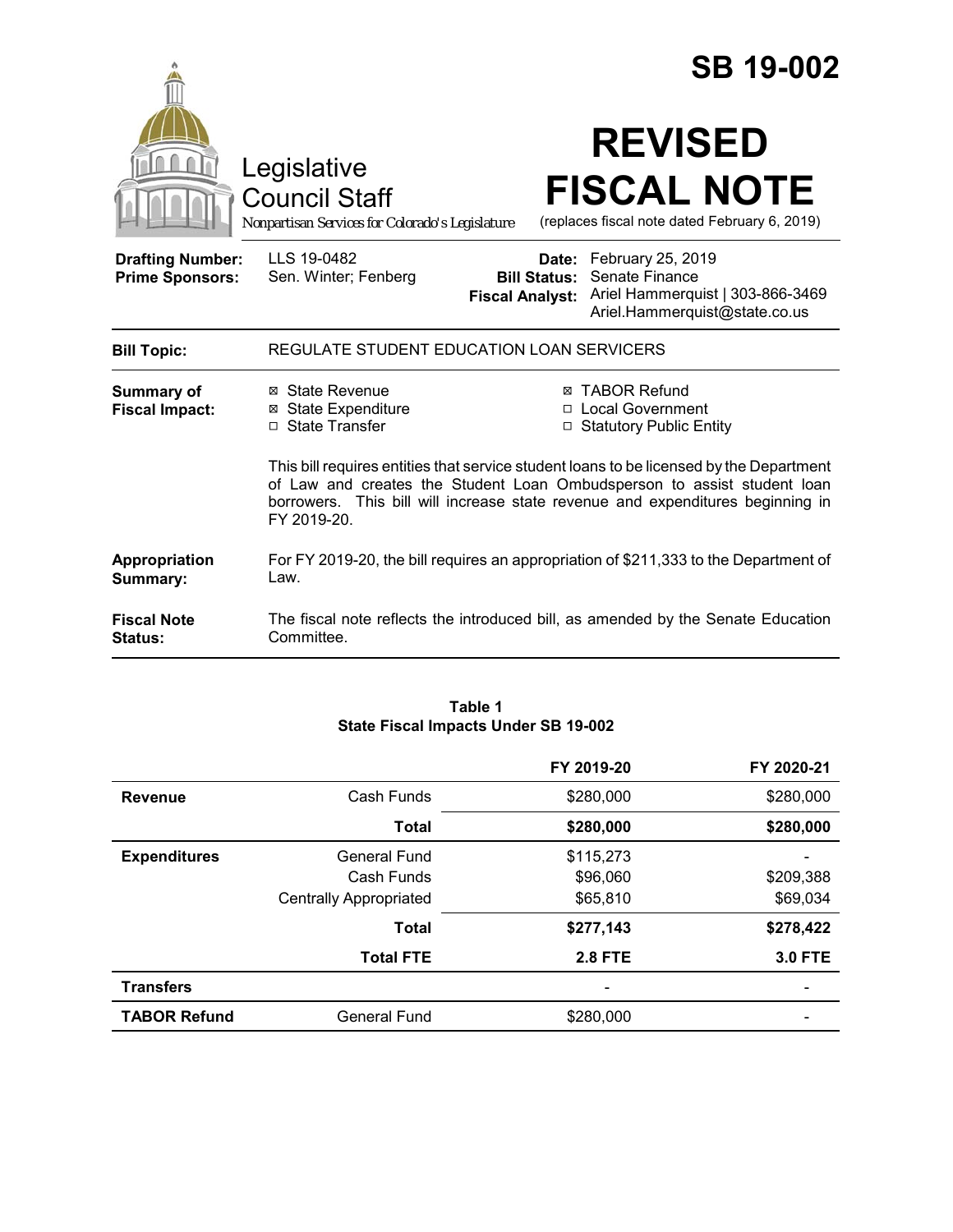# SB 19-002

Legislative Council Staff

*Nonpartisan Services for Colorado's Legislature*

# REVISED FISCAL NOTE

(replaces fiscal note dated February 6, 2019)

| | | | |
|---|---|---|---|
| **Drafting Number:** | LLS 19-0482 | **Date:** | February 25, 2019 |
| **Prime Sponsors:** | Sen. Winter; Fenberg | **Bill Status:** | Senate Finance |
| | | **Fiscal Analyst:** | Ariel Hammerquist \| 303-866-3469 Ariel.Hammerquist@state.co.us |

| | |
|---|---|
| **Bill Topic:** | REGULATE STUDENT EDUCATION LOAN SERVICERS |

**Summary of Fiscal Impact:**

- ☒ State Revenue
- ☒ State Expenditure
- ☐ State Transfer
- ☒ TABOR Refund
- ☐ Local Government
- ☐ Statutory Public Entity

This bill requires entities that service student loans to be licensed by the Department of Law and creates the Student Loan Ombudsperson to assist student loan borrowers. This bill will increase state revenue and expenditures beginning in FY 2019-20.

**Appropriation Summary:** For FY 2019-20, the bill requires an appropriation of $211,333 to the Department of Law.

**Fiscal Note Status:** The fiscal note reflects the introduced bill, as amended by the Senate Education Committee.

**Table 1**
**State Fiscal Impacts Under SB 19-002**

| | | FY 2019-20 | FY 2020-21 |
|---|---|---|---|
| **Revenue** | Cash Funds | $280,000 | $280,000 |
| | **Total** | **$280,000** | **$280,000** |
| **Expenditures** | General Fund | $115,273 | - |
| | Cash Funds | $96,060 | $209,388 |
| | Centrally Appropriated | $65,810 | $69,034 |
| | **Total** | **$277,143** | **$278,422** |
| | **Total FTE** | **2.8 FTE** | **3.0 FTE** |
| **Transfers** | | - | - |
| **TABOR Refund** | General Fund | $280,000 | - |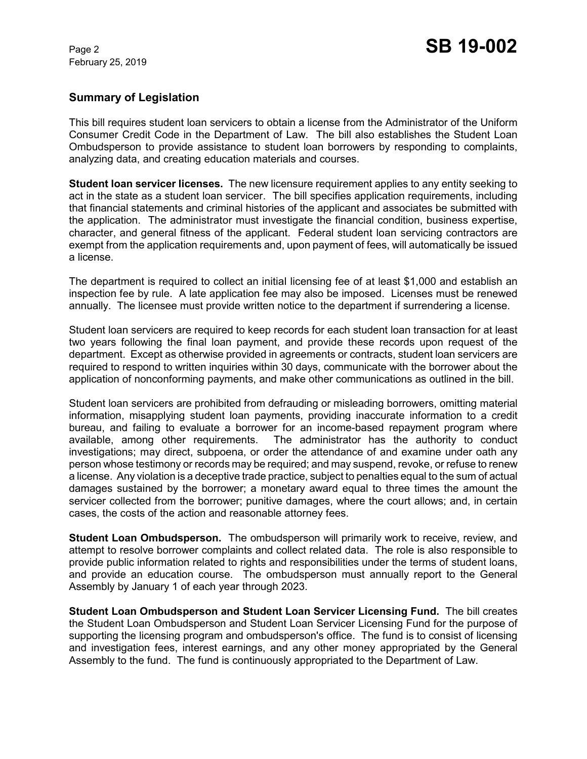## Summary of Legislation

This bill requires student loan servicers to obtain a license from the Administrator of the Uniform Consumer Credit Code in the Department of Law. The bill also establishes the Student Loan Ombudsperson to provide assistance to student loan borrowers by responding to complaints, analyzing data, and creating education materials and courses.

**Student loan servicer licenses.** The new licensure requirement applies to any entity seeking to act in the state as a student loan servicer. The bill specifies application requirements, including that financial statements and criminal histories of the applicant and associates be submitted with the application. The administrator must investigate the financial condition, business expertise, character, and general fitness of the applicant. Federal student loan servicing contractors are exempt from the application requirements and, upon payment of fees, will automatically be issued a license.

The department is required to collect an initial licensing fee of at least $1,000 and establish an inspection fee by rule. A late application fee may also be imposed. Licenses must be renewed annually. The licensee must provide written notice to the department if surrendering a license.

Student loan servicers are required to keep records for each student loan transaction for at least two years following the final loan payment, and provide these records upon request of the department. Except as otherwise provided in agreements or contracts, student loan servicers are required to respond to written inquiries within 30 days, communicate with the borrower about the application of nonconforming payments, and make other communications as outlined in the bill.

Student loan servicers are prohibited from defrauding or misleading borrowers, omitting material information, misapplying student loan payments, providing inaccurate information to a credit bureau, and failing to evaluate a borrower for an income-based repayment program where available, among other requirements. The administrator has the authority to conduct investigations; may direct, subpoena, or order the attendance of and examine under oath any person whose testimony or records may be required; and may suspend, revoke, or refuse to renew a license. Any violation is a deceptive trade practice, subject to penalties equal to the sum of actual damages sustained by the borrower; a monetary award equal to three times the amount the servicer collected from the borrower; punitive damages, where the court allows; and, in certain cases, the costs of the action and reasonable attorney fees.

**Student Loan Ombudsperson.** The ombudsperson will primarily work to receive, review, and attempt to resolve borrower complaints and collect related data. The role is also responsible to provide public information related to rights and responsibilities under the terms of student loans, and provide an education course. The ombudsperson must annually report to the General Assembly by January 1 of each year through 2023.

**Student Loan Ombudsperson and Student Loan Servicer Licensing Fund.** The bill creates the Student Loan Ombudsperson and Student Loan Servicer Licensing Fund for the purpose of supporting the licensing program and ombudsperson's office. The fund is to consist of licensing and investigation fees, interest earnings, and any other money appropriated by the General Assembly to the fund. The fund is continuously appropriated to the Department of Law.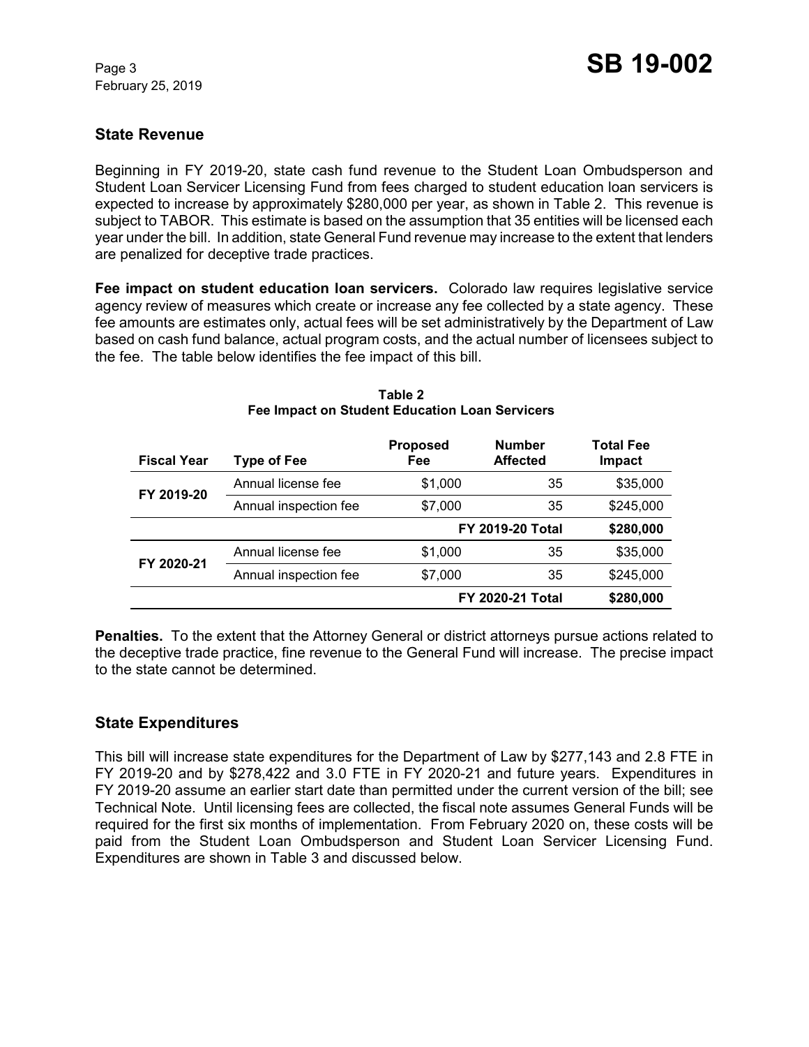## State Revenue

Beginning in FY 2019-20, state cash fund revenue to the Student Loan Ombudsperson and Student Loan Servicer Licensing Fund from fees charged to student education loan servicers is expected to increase by approximately $280,000 per year, as shown in Table 2. This revenue is subject to TABOR. This estimate is based on the assumption that 35 entities will be licensed each year under the bill. In addition, state General Fund revenue may increase to the extent that lenders are penalized for deceptive trade practices.

**Fee impact on student education loan servicers.** Colorado law requires legislative service agency review of measures which create or increase any fee collected by a state agency. These fee amounts are estimates only, actual fees will be set administratively by the Department of Law based on cash fund balance, actual program costs, and the actual number of licensees subject to the fee. The table below identifies the fee impact of this bill.

**Table 2**
**Fee Impact on Student Education Loan Servicers**

| Fiscal Year | Type of Fee | Proposed Fee | Number Affected | Total Fee Impact |
|---|---|---|---|---|
| FY 2019-20 | Annual license fee | $1,000 | 35 | $35,000 |
| | Annual inspection fee | $7,000 | 35 | $245,000 |
| | | | **FY 2019-20 Total** | **$280,000** |
| FY 2020-21 | Annual license fee | $1,000 | 35 | $35,000 |
| | Annual inspection fee | $7,000 | 35 | $245,000 |
| | | | **FY 2020-21 Total** | **$280,000** |

**Penalties.** To the extent that the Attorney General or district attorneys pursue actions related to the deceptive trade practice, fine revenue to the General Fund will increase. The precise impact to the state cannot be determined.

## State Expenditures

This bill will increase state expenditures for the Department of Law by $277,143 and 2.8 FTE in FY 2019-20 and by $278,422 and 3.0 FTE in FY 2020-21 and future years. Expenditures in FY 2019-20 assume an earlier start date than permitted under the current version of the bill; see Technical Note. Until licensing fees are collected, the fiscal note assumes General Funds will be required for the first six months of implementation. From February 2020 on, these costs will be paid from the Student Loan Ombudsperson and Student Loan Servicer Licensing Fund. Expenditures are shown in Table 3 and discussed below.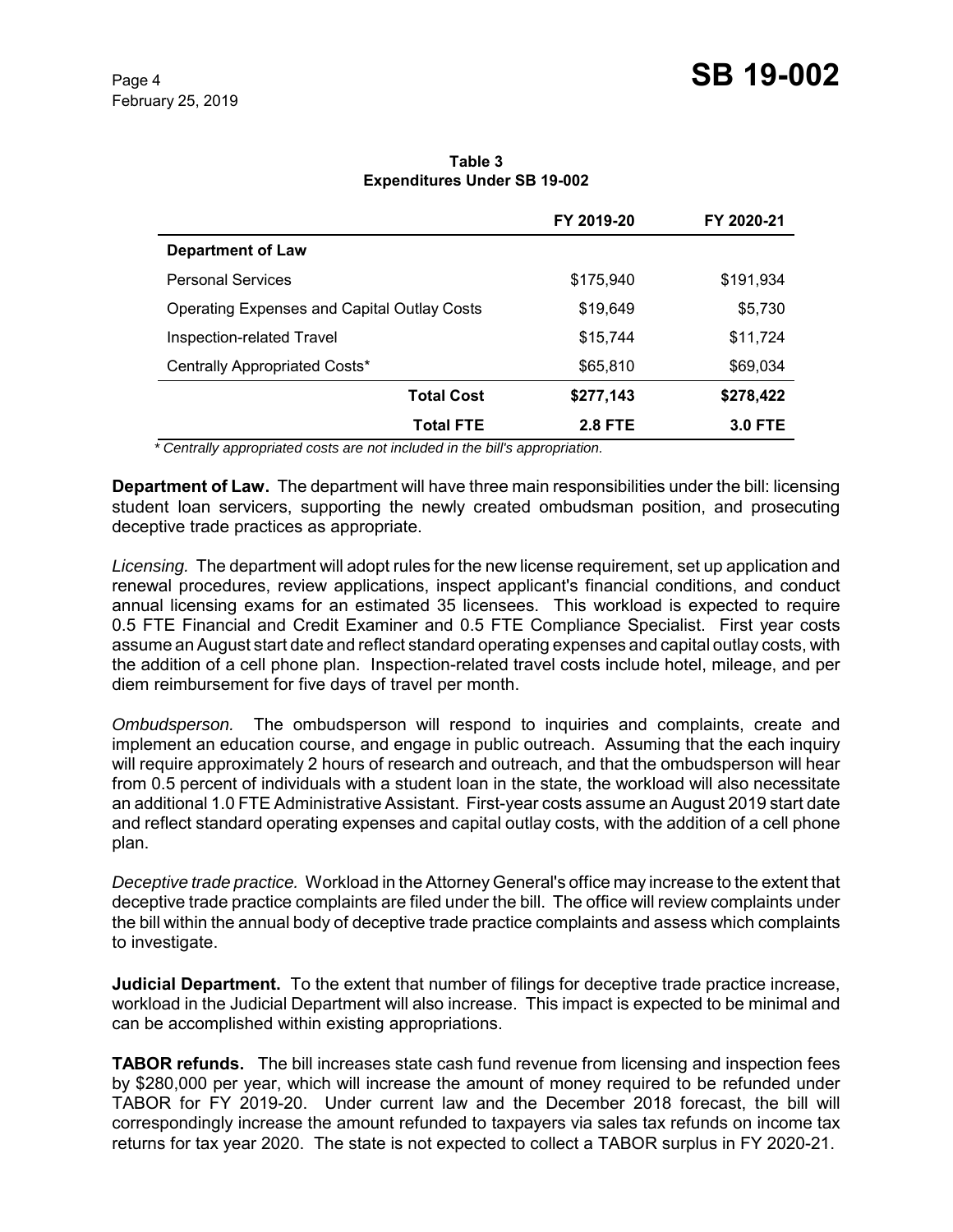**Table 3**
**Expenditures Under SB 19-002**

| | FY 2019-20 | FY 2020-21 |
|---|---|---|
| **Department of Law** | | |
| Personal Services | $175,940 | $191,934 |
| Operating Expenses and Capital Outlay Costs | $19,649 | $5,730 |
| Inspection-related Travel | $15,744 | $11,724 |
| Centrally Appropriated Costs* | $65,810 | $69,034 |
| **Total Cost** | **$277,143** | **$278,422** |
| **Total FTE** | **2.8 FTE** | **3.0 FTE** |

*\* Centrally appropriated costs are not included in the bill's appropriation.*

**Department of Law.** The department will have three main responsibilities under the bill: licensing student loan servicers, supporting the newly created ombudsman position, and prosecuting deceptive trade practices as appropriate.

*Licensing.* The department will adopt rules for the new license requirement, set up application and renewal procedures, review applications, inspect applicant's financial conditions, and conduct annual licensing exams for an estimated 35 licensees. This workload is expected to require 0.5 FTE Financial and Credit Examiner and 0.5 FTE Compliance Specialist. First year costs assume an August start date and reflect standard operating expenses and capital outlay costs, with the addition of a cell phone plan. Inspection-related travel costs include hotel, mileage, and per diem reimbursement for five days of travel per month.

*Ombudsperson.* The ombudsperson will respond to inquiries and complaints, create and implement an education course, and engage in public outreach. Assuming that the each inquiry will require approximately 2 hours of research and outreach, and that the ombudsperson will hear from 0.5 percent of individuals with a student loan in the state, the workload will also necessitate an additional 1.0 FTE Administrative Assistant. First-year costs assume an August 2019 start date and reflect standard operating expenses and capital outlay costs, with the addition of a cell phone plan.

*Deceptive trade practice.* Workload in the Attorney General's office may increase to the extent that deceptive trade practice complaints are filed under the bill. The office will review complaints under the bill within the annual body of deceptive trade practice complaints and assess which complaints to investigate.

**Judicial Department.** To the extent that number of filings for deceptive trade practice increase, workload in the Judicial Department will also increase. This impact is expected to be minimal and can be accomplished within existing appropriations.

**TABOR refunds.** The bill increases state cash fund revenue from licensing and inspection fees by $280,000 per year, which will increase the amount of money required to be refunded under TABOR for FY 2019-20. Under current law and the December 2018 forecast, the bill will correspondingly increase the amount refunded to taxpayers via sales tax refunds on income tax returns for tax year 2020. The state is not expected to collect a TABOR surplus in FY 2020-21.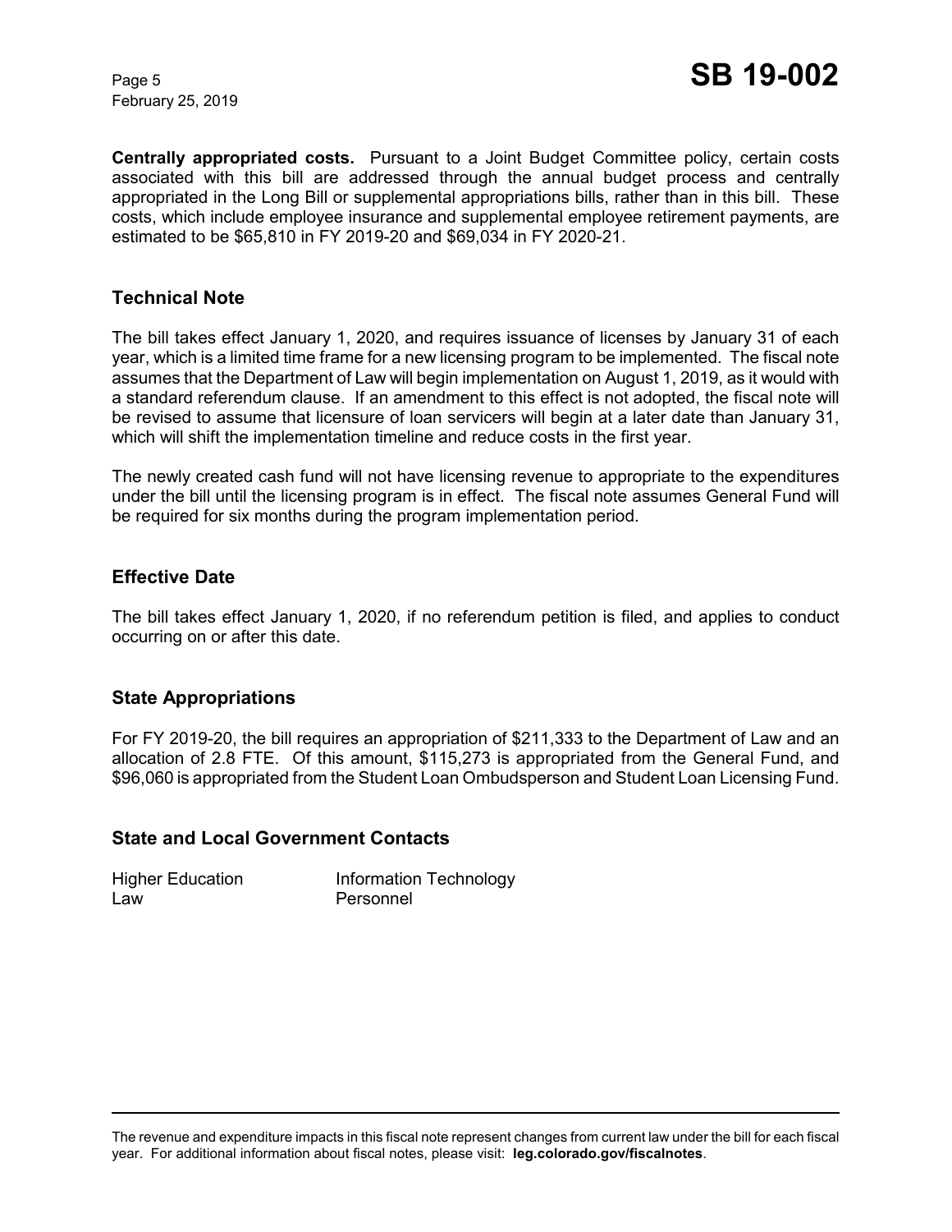**Centrally appropriated costs.** Pursuant to a Joint Budget Committee policy, certain costs associated with this bill are addressed through the annual budget process and centrally appropriated in the Long Bill or supplemental appropriations bills, rather than in this bill. These costs, which include employee insurance and supplemental employee retirement payments, are estimated to be $65,810 in FY 2019-20 and $69,034 in FY 2020-21.

## Technical Note

The bill takes effect January 1, 2020, and requires issuance of licenses by January 31 of each year, which is a limited time frame for a new licensing program to be implemented. The fiscal note assumes that the Department of Law will begin implementation on August 1, 2019, as it would with a standard referendum clause. If an amendment to this effect is not adopted, the fiscal note will be revised to assume that licensure of loan servicers will begin at a later date than January 31, which will shift the implementation timeline and reduce costs in the first year.

The newly created cash fund will not have licensing revenue to appropriate to the expenditures under the bill until the licensing program is in effect. The fiscal note assumes General Fund will be required for six months during the program implementation period.

## Effective Date

The bill takes effect January 1, 2020, if no referendum petition is filed, and applies to conduct occurring on or after this date.

## State Appropriations

For FY 2019-20, the bill requires an appropriation of $211,333 to the Department of Law and an allocation of 2.8 FTE. Of this amount, $115,273 is appropriated from the General Fund, and $96,060 is appropriated from the Student Loan Ombudsperson and Student Loan Licensing Fund.

## State and Local Government Contacts

| | |
|---|---|
| Higher Education | Information Technology |
| Law | Personnel |

The revenue and expenditure impacts in this fiscal note represent changes from current law under the bill for each fiscal year. For additional information about fiscal notes, please visit: **leg.colorado.gov/fiscalnotes**.